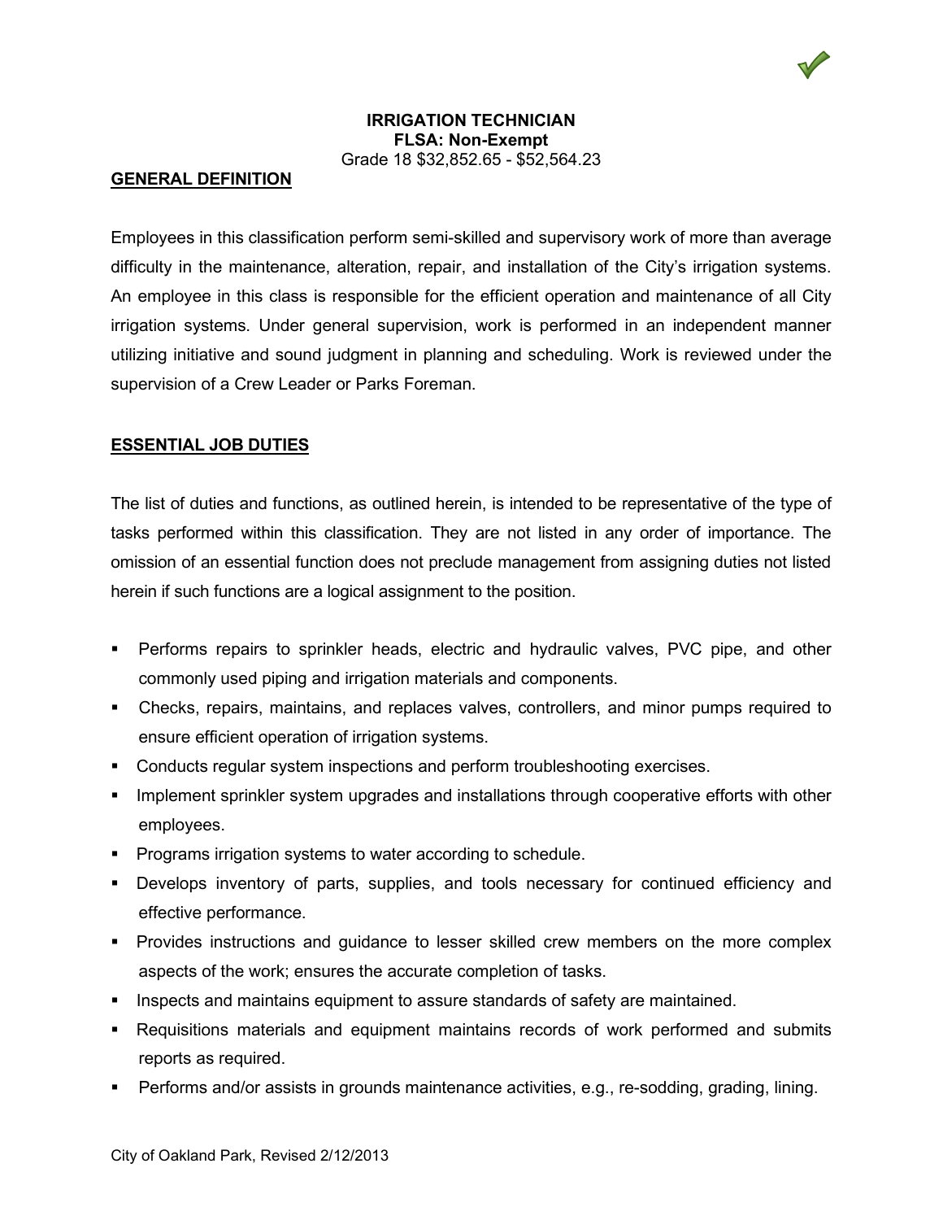# IRRIGATION TECHNICIAN

**FLSA: Non-Exempt**

Grade 18 $32,852.65 - $52,564.23

## GENERAL DEFINITION

Employees in this classification perform semi-skilled and supervisory work of more than average difficulty in the maintenance, alteration, repair, and installation of the City's irrigation systems. An employee in this class is responsible for the efficient operation and maintenance of all City irrigation systems. Under general supervision, work is performed in an independent manner utilizing initiative and sound judgment in planning and scheduling. Work is reviewed under the supervision of a Crew Leader or Parks Foreman.

## ESSENTIAL JOB DUTIES

The list of duties and functions, as outlined herein, is intended to be representative of the type of tasks performed within this classification. They are not listed in any order of importance. The omission of an essential function does not preclude management from assigning duties not listed herein if such functions are a logical assignment to the position.

- Performs repairs to sprinkler heads, electric and hydraulic valves, PVC pipe, and other commonly used piping and irrigation materials and components.
- Checks, repairs, maintains, and replaces valves, controllers, and minor pumps required to ensure efficient operation of irrigation systems.
- Conducts regular system inspections and perform troubleshooting exercises.
- Implement sprinkler system upgrades and installations through cooperative efforts with other employees.
- Programs irrigation systems to water according to schedule.
- Develops inventory of parts, supplies, and tools necessary for continued efficiency and effective performance.
- Provides instructions and guidance to lesser skilled crew members on the more complex aspects of the work; ensures the accurate completion of tasks.
- Inspects and maintains equipment to assure standards of safety are maintained.
- Requisitions materials and equipment maintains records of work performed and submits reports as required.
- Performs and/or assists in grounds maintenance activities, e.g., re-sodding, grading, lining.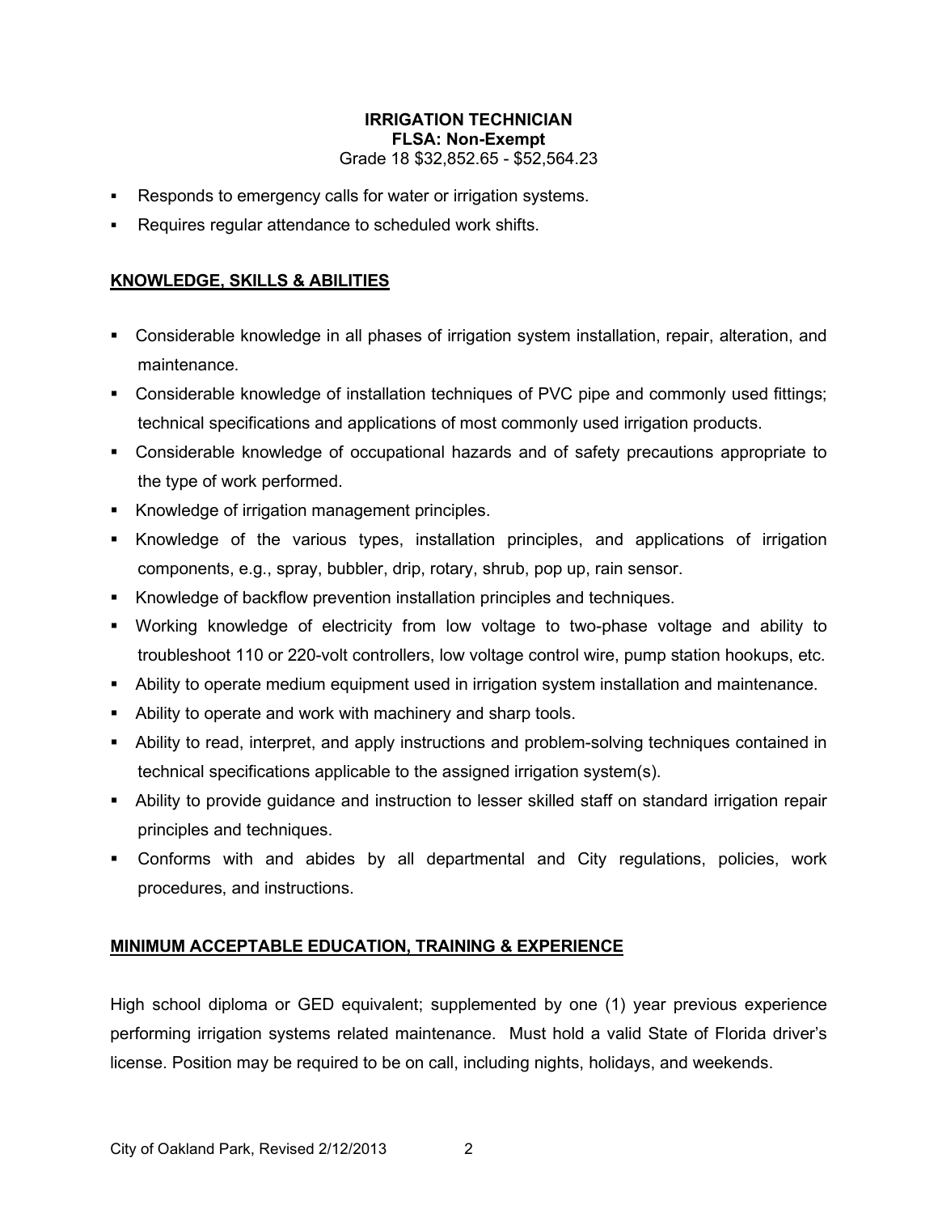**IRRIGATION TECHNICIAN**
**FLSA: Non-Exempt**
Grade 18 $32,852.65 - $52,564.23

- Responds to emergency calls for water or irrigation systems.
- Requires regular attendance to scheduled work shifts.

## KNOWLEDGE, SKILLS & ABILITIES

- Considerable knowledge in all phases of irrigation system installation, repair, alteration, and maintenance.
- Considerable knowledge of installation techniques of PVC pipe and commonly used fittings; technical specifications and applications of most commonly used irrigation products.
- Considerable knowledge of occupational hazards and of safety precautions appropriate to the type of work performed.
- Knowledge of irrigation management principles.
- Knowledge of the various types, installation principles, and applications of irrigation components, e.g., spray, bubbler, drip, rotary, shrub, pop up, rain sensor.
- Knowledge of backflow prevention installation principles and techniques.
- Working knowledge of electricity from low voltage to two-phase voltage and ability to troubleshoot 110 or 220-volt controllers, low voltage control wire, pump station hookups, etc.
- Ability to operate medium equipment used in irrigation system installation and maintenance.
- Ability to operate and work with machinery and sharp tools.
- Ability to read, interpret, and apply instructions and problem-solving techniques contained in technical specifications applicable to the assigned irrigation system(s).
- Ability to provide guidance and instruction to lesser skilled staff on standard irrigation repair principles and techniques.
- Conforms with and abides by all departmental and City regulations, policies, work procedures, and instructions.

## MINIMUM ACCEPTABLE EDUCATION, TRAINING & EXPERIENCE

High school diploma or GED equivalent; supplemented by one (1) year previous experience performing irrigation systems related maintenance. Must hold a valid State of Florida driver's license. Position may be required to be on call, including nights, holidays, and weekends.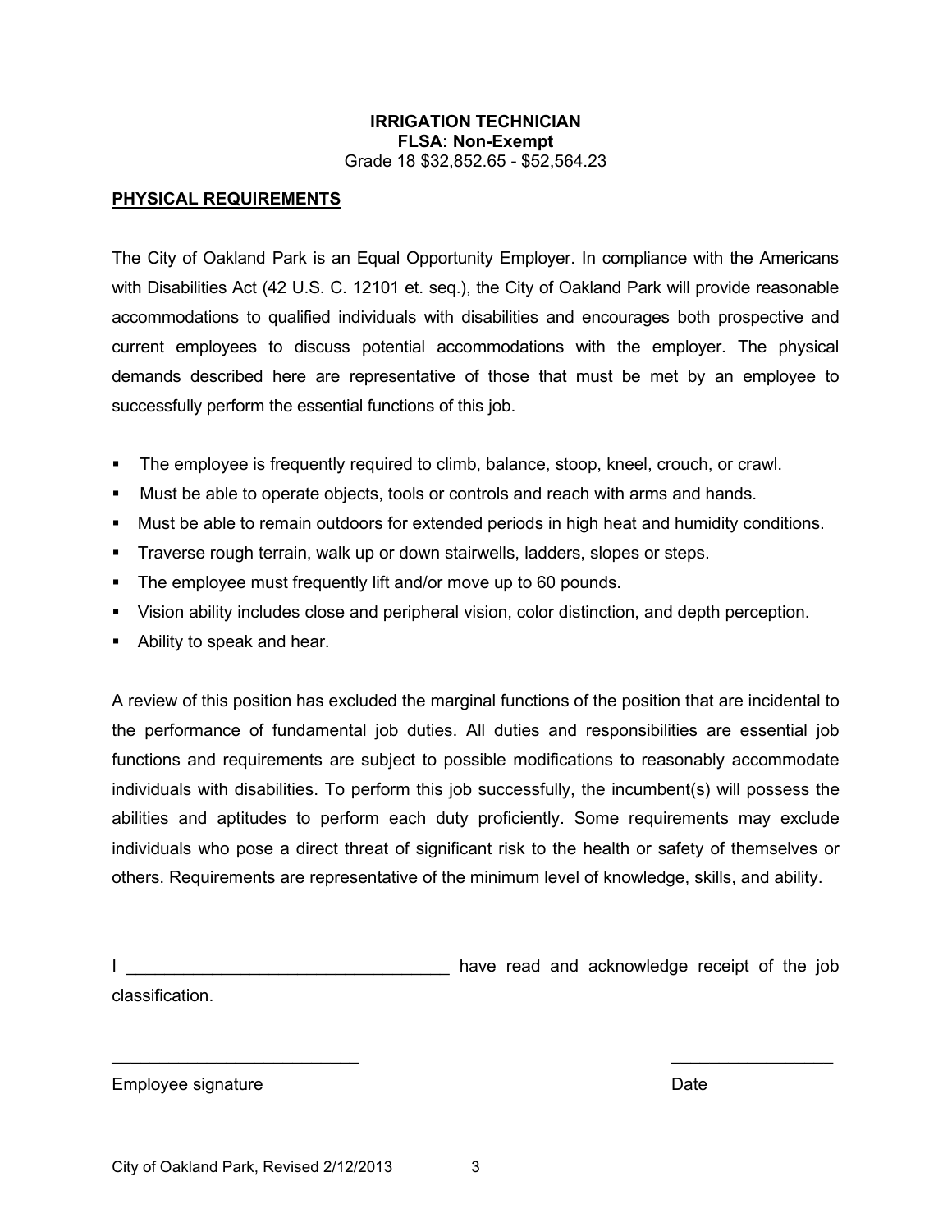**IRRIGATION TECHNICIAN**
**FLSA: Non-Exempt**
Grade 18 $32,852.65 - $52,564.23

## PHYSICAL REQUIREMENTS

The City of Oakland Park is an Equal Opportunity Employer. In compliance with the Americans with Disabilities Act (42 U.S. C. 12101 et. seq.), the City of Oakland Park will provide reasonable accommodations to qualified individuals with disabilities and encourages both prospective and current employees to discuss potential accommodations with the employer. The physical demands described here are representative of those that must be met by an employee to successfully perform the essential functions of this job.

- The employee is frequently required to climb, balance, stoop, kneel, crouch, or crawl.
- Must be able to operate objects, tools or controls and reach with arms and hands.
- Must be able to remain outdoors for extended periods in high heat and humidity conditions.
- Traverse rough terrain, walk up or down stairwells, ladders, slopes or steps.
- The employee must frequently lift and/or move up to 60 pounds.
- Vision ability includes close and peripheral vision, color distinction, and depth perception.
- Ability to speak and hear.

A review of this position has excluded the marginal functions of the position that are incidental to the performance of fundamental job duties. All duties and responsibilities are essential job functions and requirements are subject to possible modifications to reasonably accommodate individuals with disabilities. To perform this job successfully, the incumbent(s) will possess the abilities and aptitudes to perform each duty proficiently. Some requirements may exclude individuals who pose a direct threat of significant risk to the health or safety of themselves or others. Requirements are representative of the minimum level of knowledge, skills, and ability.

I __________________________________ have read and acknowledge receipt of the job classification.

__________________________ &nbsp;&nbsp;&nbsp;&nbsp;&nbsp;&nbsp;&nbsp;&nbsp;&nbsp;&nbsp;&nbsp;&nbsp;&nbsp;&nbsp;&nbsp;&nbsp; _________________

Employee signature &nbsp;&nbsp;&nbsp;&nbsp;&nbsp;&nbsp;&nbsp;&nbsp;&nbsp;&nbsp;&nbsp;&nbsp;&nbsp;&nbsp;&nbsp;&nbsp;&nbsp;&nbsp;&nbsp;&nbsp;&nbsp;&nbsp;&nbsp;&nbsp; Date